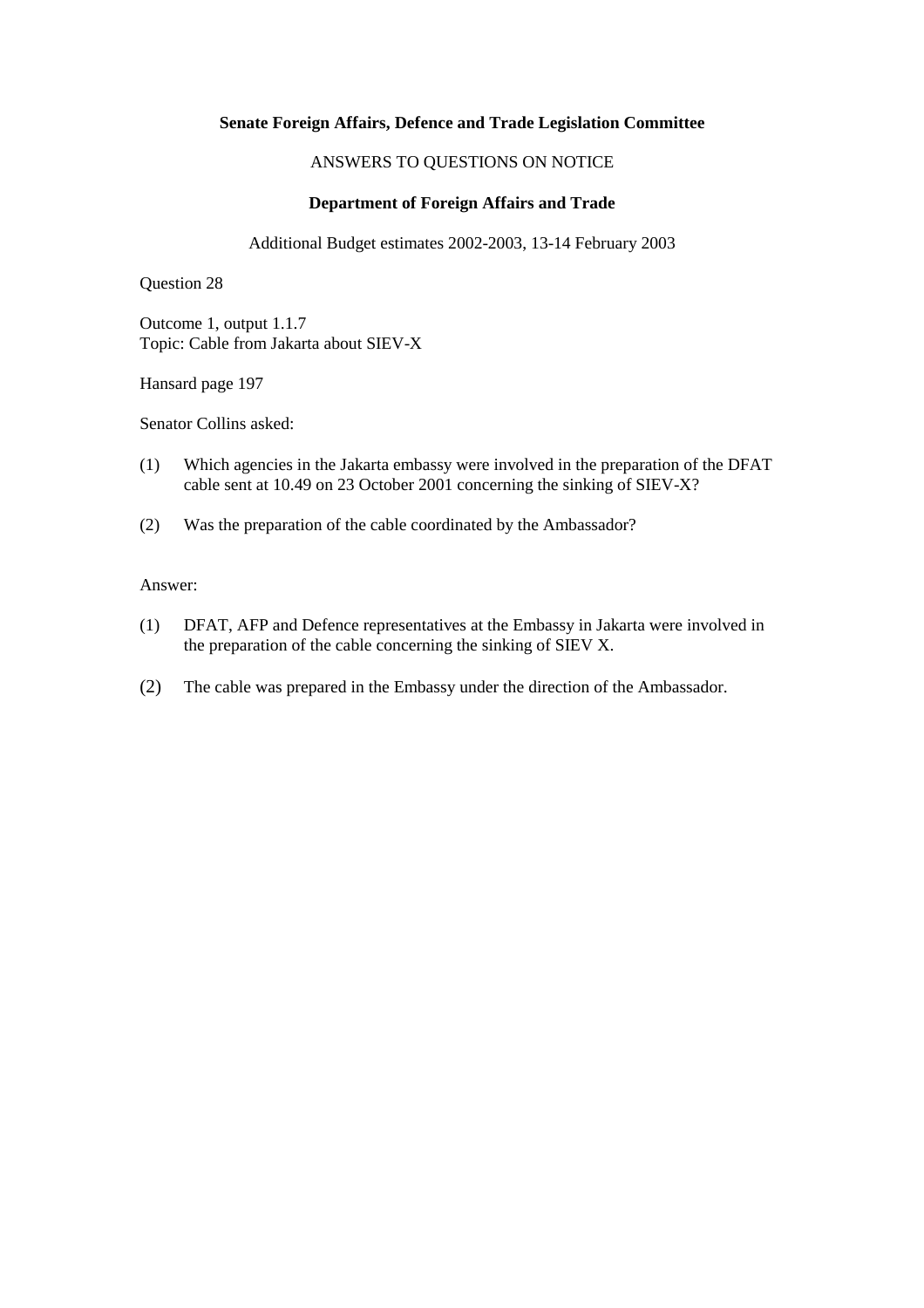**Senate Foreign Affairs, Defence and Trade Legislation Committee**

ANSWERS TO QUESTIONS ON NOTICE

**Department of Foreign Affairs and Trade**

Additional Budget estimates 2002-2003, 13-14 February 2003

Question 28

Outcome 1, output 1.1.7
Topic: Cable from Jakarta about SIEV-X

Hansard page 197

Senator Collins asked:

(1) Which agencies in the Jakarta embassy were involved in the preparation of the DFAT cable sent at 10.49 on 23 October 2001 concerning the sinking of SIEV-X?

(2) Was the preparation of the cable coordinated by the Ambassador?

Answer:

(1) DFAT, AFP and Defence representatives at the Embassy in Jakarta were involved in the preparation of the cable concerning the sinking of SIEV X.

(2) The cable was prepared in the Embassy under the direction of the Ambassador.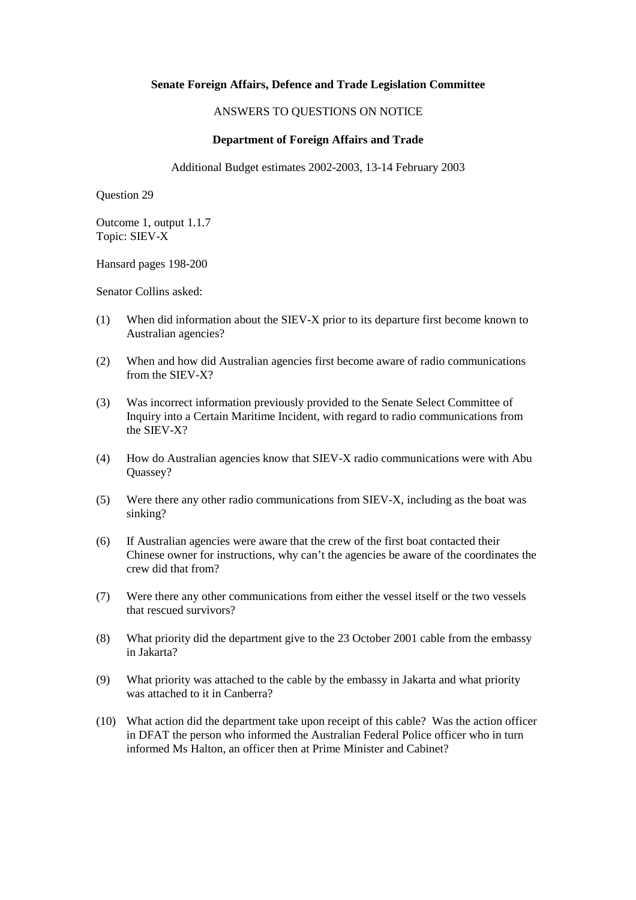**Senate Foreign Affairs, Defence and Trade Legislation Committee**

ANSWERS TO QUESTIONS ON NOTICE

**Department of Foreign Affairs and Trade**

Additional Budget estimates 2002-2003, 13-14 February 2003

Question 29

Outcome 1, output 1.1.7
Topic: SIEV-X

Hansard pages 198-200

Senator Collins asked:

(1) When did information about the SIEV-X prior to its departure first become known to Australian agencies?

(2) When and how did Australian agencies first become aware of radio communications from the SIEV-X?

(3) Was incorrect information previously provided to the Senate Select Committee of Inquiry into a Certain Maritime Incident, with regard to radio communications from the SIEV-X?

(4) How do Australian agencies know that SIEV-X radio communications were with Abu Quassey?

(5) Were there any other radio communications from SIEV-X, including as the boat was sinking?

(6) If Australian agencies were aware that the crew of the first boat contacted their Chinese owner for instructions, why can't the agencies be aware of the coordinates the crew did that from?

(7) Were there any other communications from either the vessel itself or the two vessels that rescued survivors?

(8) What priority did the department give to the 23 October 2001 cable from the embassy in Jakarta?

(9) What priority was attached to the cable by the embassy in Jakarta and what priority was attached to it in Canberra?

(10) What action did the department take upon receipt of this cable? Was the action officer in DFAT the person who informed the Australian Federal Police officer who in turn informed Ms Halton, an officer then at Prime Minister and Cabinet?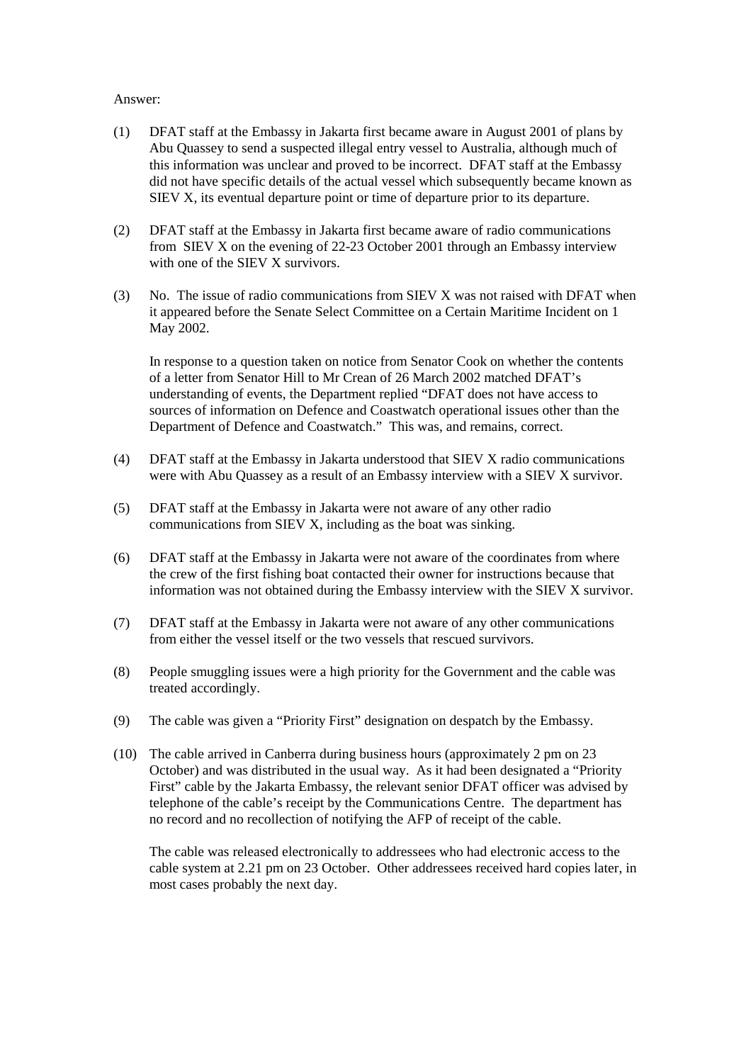Answer:

(1) DFAT staff at the Embassy in Jakarta first became aware in August 2001 of plans by Abu Quassey to send a suspected illegal entry vessel to Australia, although much of this information was unclear and proved to be incorrect. DFAT staff at the Embassy did not have specific details of the actual vessel which subsequently became known as SIEV X, its eventual departure point or time of departure prior to its departure.

(2) DFAT staff at the Embassy in Jakarta first became aware of radio communications from SIEV X on the evening of 22-23 October 2001 through an Embassy interview with one of the SIEV X survivors.

(3) No. The issue of radio communications from SIEV X was not raised with DFAT when it appeared before the Senate Select Committee on a Certain Maritime Incident on 1 May 2002.

    In response to a question taken on notice from Senator Cook on whether the contents of a letter from Senator Hill to Mr Crean of 26 March 2002 matched DFAT's understanding of events, the Department replied "DFAT does not have access to sources of information on Defence and Coastwatch operational issues other than the Department of Defence and Coastwatch." This was, and remains, correct.

(4) DFAT staff at the Embassy in Jakarta understood that SIEV X radio communications were with Abu Quassey as a result of an Embassy interview with a SIEV X survivor.

(5) DFAT staff at the Embassy in Jakarta were not aware of any other radio communications from SIEV X, including as the boat was sinking.

(6) DFAT staff at the Embassy in Jakarta were not aware of the coordinates from where the crew of the first fishing boat contacted their owner for instructions because that information was not obtained during the Embassy interview with the SIEV X survivor.

(7) DFAT staff at the Embassy in Jakarta were not aware of any other communications from either the vessel itself or the two vessels that rescued survivors.

(8) People smuggling issues were a high priority for the Government and the cable was treated accordingly.

(9) The cable was given a "Priority First" designation on despatch by the Embassy.

(10) The cable arrived in Canberra during business hours (approximately 2 pm on 23 October) and was distributed in the usual way. As it had been designated a "Priority First" cable by the Jakarta Embassy, the relevant senior DFAT officer was advised by telephone of the cable's receipt by the Communications Centre. The department has no record and no recollection of notifying the AFP of receipt of the cable.

    The cable was released electronically to addressees who had electronic access to the cable system at 2.21 pm on 23 October. Other addressees received hard copies later, in most cases probably the next day.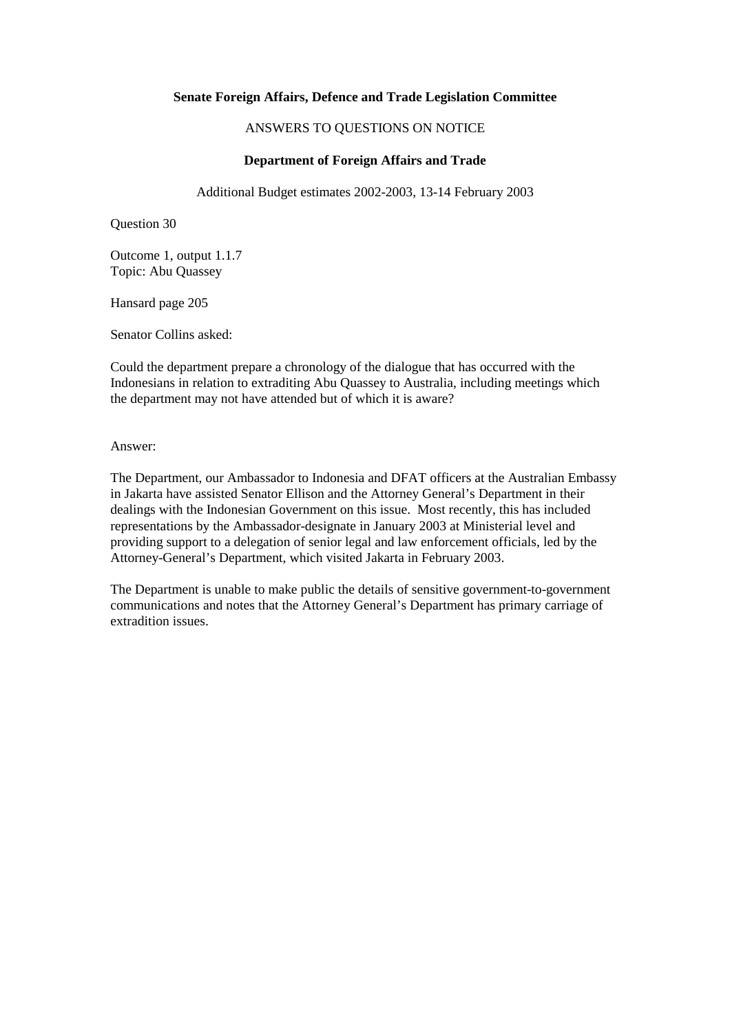**Senate Foreign Affairs, Defence and Trade Legislation Committee**

ANSWERS TO QUESTIONS ON NOTICE

**Department of Foreign Affairs and Trade**

Additional Budget estimates 2002-2003, 13-14 February 2003

Question 30

Outcome 1, output 1.1.7
Topic: Abu Quassey

Hansard page 205

Senator Collins asked:

Could the department prepare a chronology of the dialogue that has occurred with the Indonesians in relation to extraditing Abu Quassey to Australia, including meetings which the department may not have attended but of which it is aware?

Answer:

The Department, our Ambassador to Indonesia and DFAT officers at the Australian Embassy in Jakarta have assisted Senator Ellison and the Attorney General's Department in their dealings with the Indonesian Government on this issue. Most recently, this has included representations by the Ambassador-designate in January 2003 at Ministerial level and providing support to a delegation of senior legal and law enforcement officials, led by the Attorney-General's Department, which visited Jakarta in February 2003.

The Department is unable to make public the details of sensitive government-to-government communications and notes that the Attorney General's Department has primary carriage of extradition issues.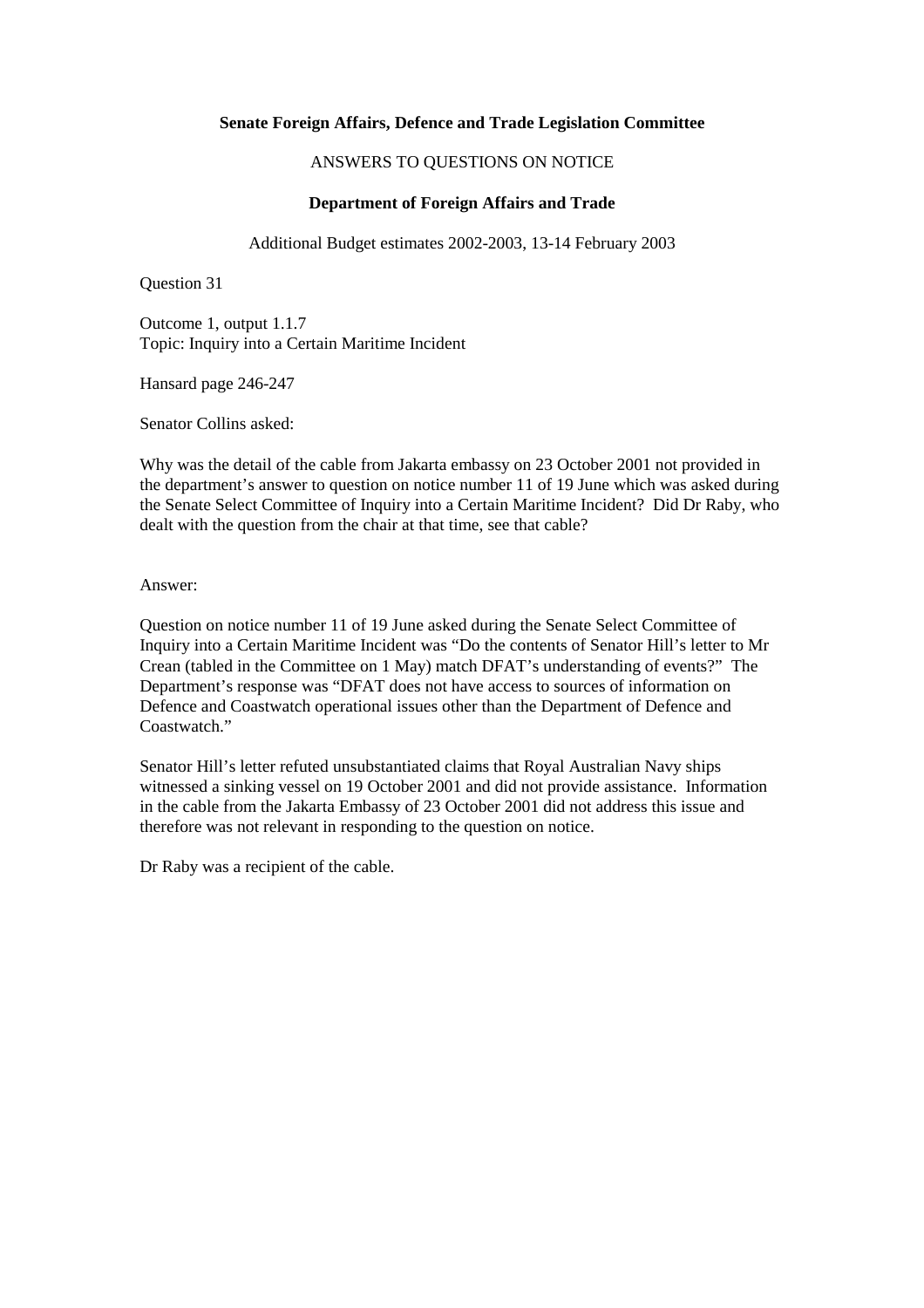**Senate Foreign Affairs, Defence and Trade Legislation Committee**

ANSWERS TO QUESTIONS ON NOTICE

**Department of Foreign Affairs and Trade**

Additional Budget estimates 2002-2003, 13-14 February 2003

Question 31

Outcome 1, output 1.1.7
Topic: Inquiry into a Certain Maritime Incident

Hansard page 246-247

Senator Collins asked:

Why was the detail of the cable from Jakarta embassy on 23 October 2001 not provided in the department's answer to question on notice number 11 of 19 June which was asked during the Senate Select Committee of Inquiry into a Certain Maritime Incident? Did Dr Raby, who dealt with the question from the chair at that time, see that cable?

Answer:

Question on notice number 11 of 19 June asked during the Senate Select Committee of Inquiry into a Certain Maritime Incident was "Do the contents of Senator Hill's letter to Mr Crean (tabled in the Committee on 1 May) match DFAT's understanding of events?" The Department's response was "DFAT does not have access to sources of information on Defence and Coastwatch operational issues other than the Department of Defence and Coastwatch."

Senator Hill's letter refuted unsubstantiated claims that Royal Australian Navy ships witnessed a sinking vessel on 19 October 2001 and did not provide assistance. Information in the cable from the Jakarta Embassy of 23 October 2001 did not address this issue and therefore was not relevant in responding to the question on notice.

Dr Raby was a recipient of the cable.